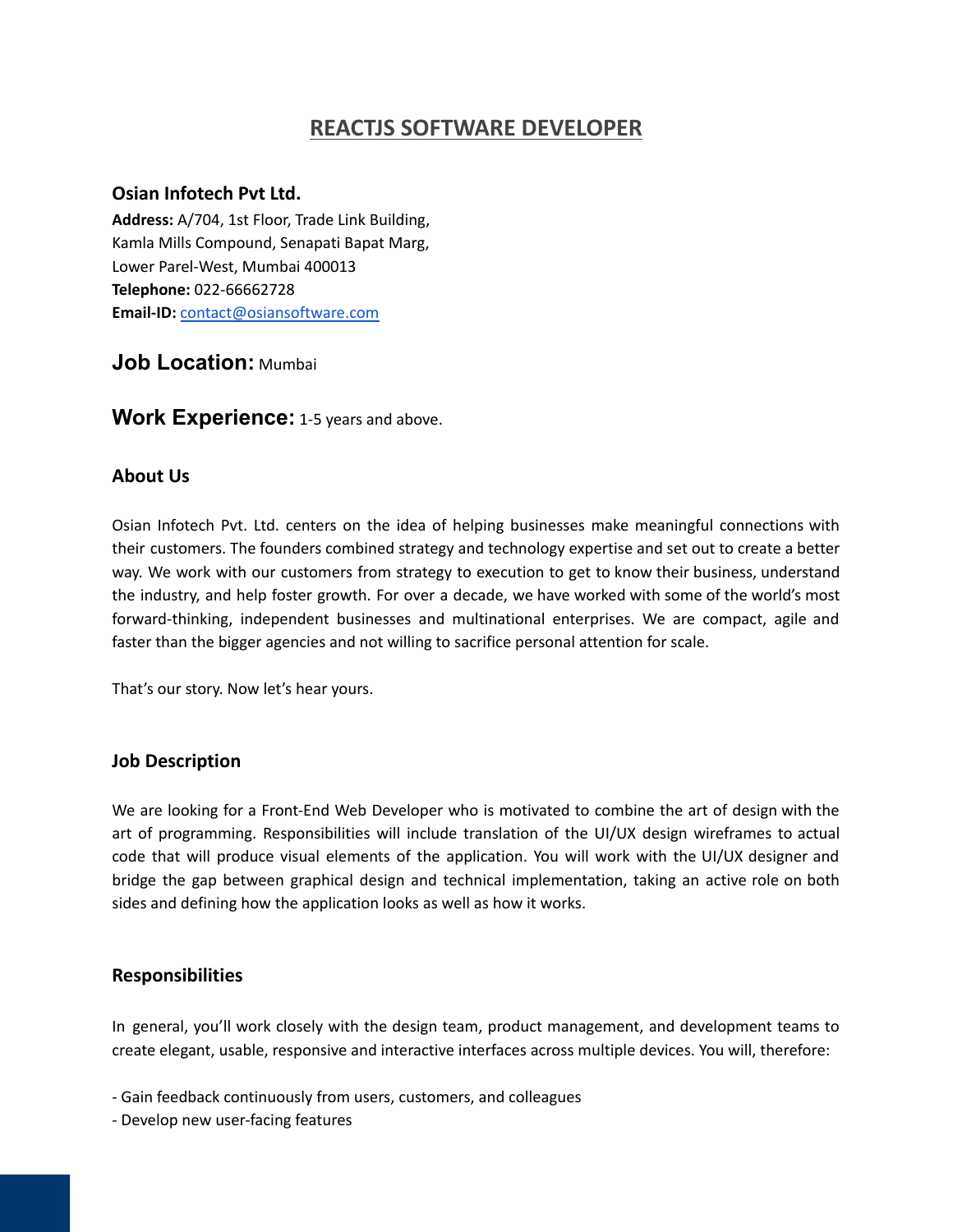# REACTJS SOFTWARE DEVELOPER

**Osian Infotech Pvt Ltd.**
**Address:** A/704, 1st Floor, Trade Link Building,
Kamla Mills Compound, Senapati Bapat Marg,
Lower Parel-West, Mumbai 400013
**Telephone:** 022-66662728
**Email-ID:** contact@osiansoftware.com

**Job Location:** Mumbai

**Work Experience:** 1-5 years and above.

### About Us

Osian Infotech Pvt. Ltd. centers on the idea of helping businesses make meaningful connections with their customers. The founders combined strategy and technology expertise and set out to create a better way. We work with our customers from strategy to execution to get to know their business, understand the industry, and help foster growth. For over a decade, we have worked with some of the world's most forward-thinking, independent businesses and multinational enterprises. We are compact, agile and faster than the bigger agencies and not willing to sacrifice personal attention for scale.

That's our story. Now let's hear yours.

### Job Description

We are looking for a Front-End Web Developer who is motivated to combine the art of design with the art of programming. Responsibilities will include translation of the UI/UX design wireframes to actual code that will produce visual elements of the application. You will work with the UI/UX designer and bridge the gap between graphical design and technical implementation, taking an active role on both sides and defining how the application looks as well as how it works.

### Responsibilities

In general, you'll work closely with the design team, product management, and development teams to create elegant, usable, responsive and interactive interfaces across multiple devices. You will, therefore:

- Gain feedback continuously from users, customers, and colleagues
- Develop new user-facing features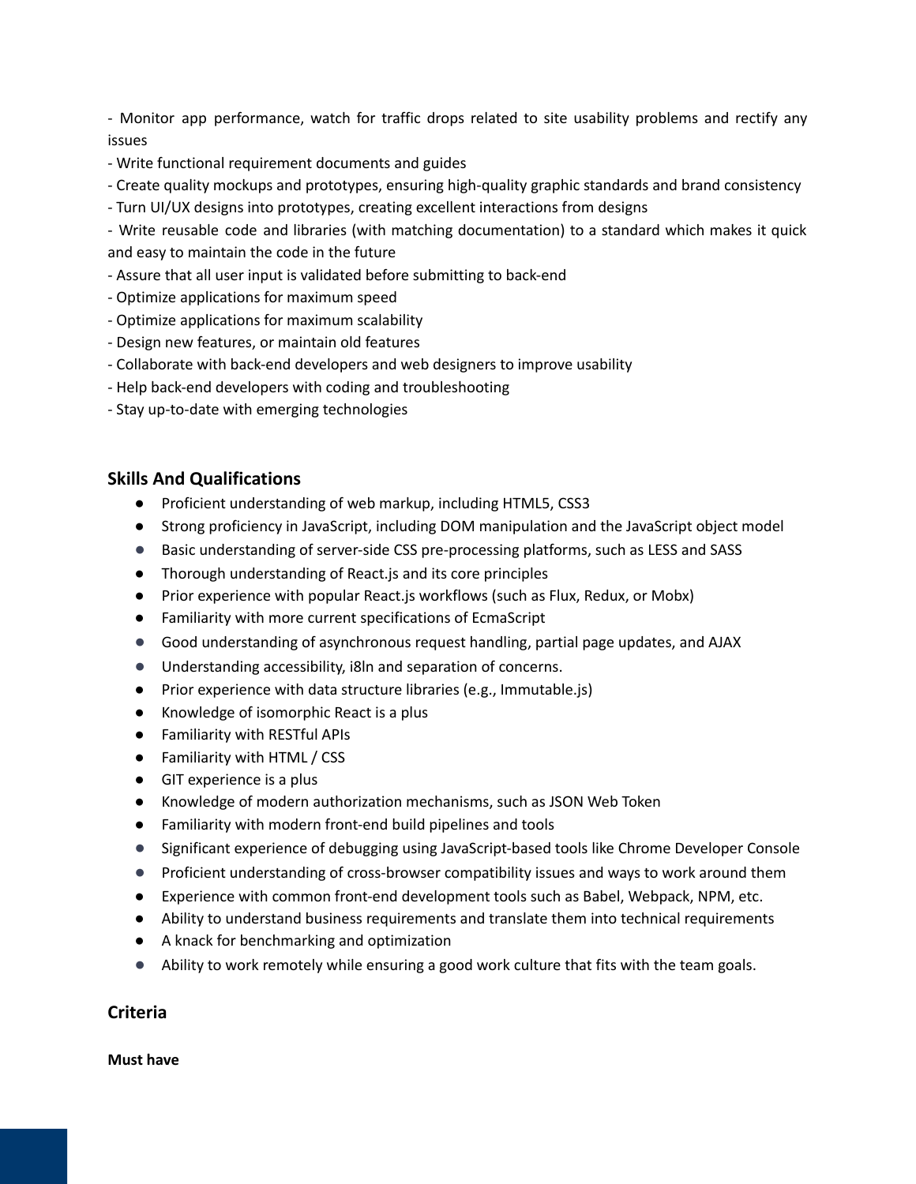- Monitor app performance, watch for traffic drops related to site usability problems and rectify any issues
- Write functional requirement documents and guides
- Create quality mockups and prototypes, ensuring high-quality graphic standards and brand consistency
- Turn UI/UX designs into prototypes, creating excellent interactions from designs
- Write reusable code and libraries (with matching documentation) to a standard which makes it quick and easy to maintain the code in the future
- Assure that all user input is validated before submitting to back-end
- Optimize applications for maximum speed
- Optimize applications for maximum scalability
- Design new features, or maintain old features
- Collaborate with back-end developers and web designers to improve usability
- Help back-end developers with coding and troubleshooting
- Stay up-to-date with emerging technologies

## Skills And Qualifications

- Proficient understanding of web markup, including HTML5, CSS3
- Strong proficiency in JavaScript, including DOM manipulation and the JavaScript object model
- Basic understanding of server-side CSS pre-processing platforms, such as LESS and SASS
- Thorough understanding of React.js and its core principles
- Prior experience with popular React.js workflows (such as Flux, Redux, or Mobx)
- Familiarity with more current specifications of EcmaScript
- Good understanding of asynchronous request handling, partial page updates, and AJAX
- Understanding accessibility, i8ln and separation of concerns.
- Prior experience with data structure libraries (e.g., Immutable.js)
- Knowledge of isomorphic React is a plus
- Familiarity with RESTful APIs
- Familiarity with HTML / CSS
- GIT experience is a plus
- Knowledge of modern authorization mechanisms, such as JSON Web Token
- Familiarity with modern front-end build pipelines and tools
- Significant experience of debugging using JavaScript-based tools like Chrome Developer Console
- Proficient understanding of cross-browser compatibility issues and ways to work around them
- Experience with common front-end development tools such as Babel, Webpack, NPM, etc.
- Ability to understand business requirements and translate them into technical requirements
- A knack for benchmarking and optimization
- Ability to work remotely while ensuring a good work culture that fits with the team goals.

## Criteria

**Must have**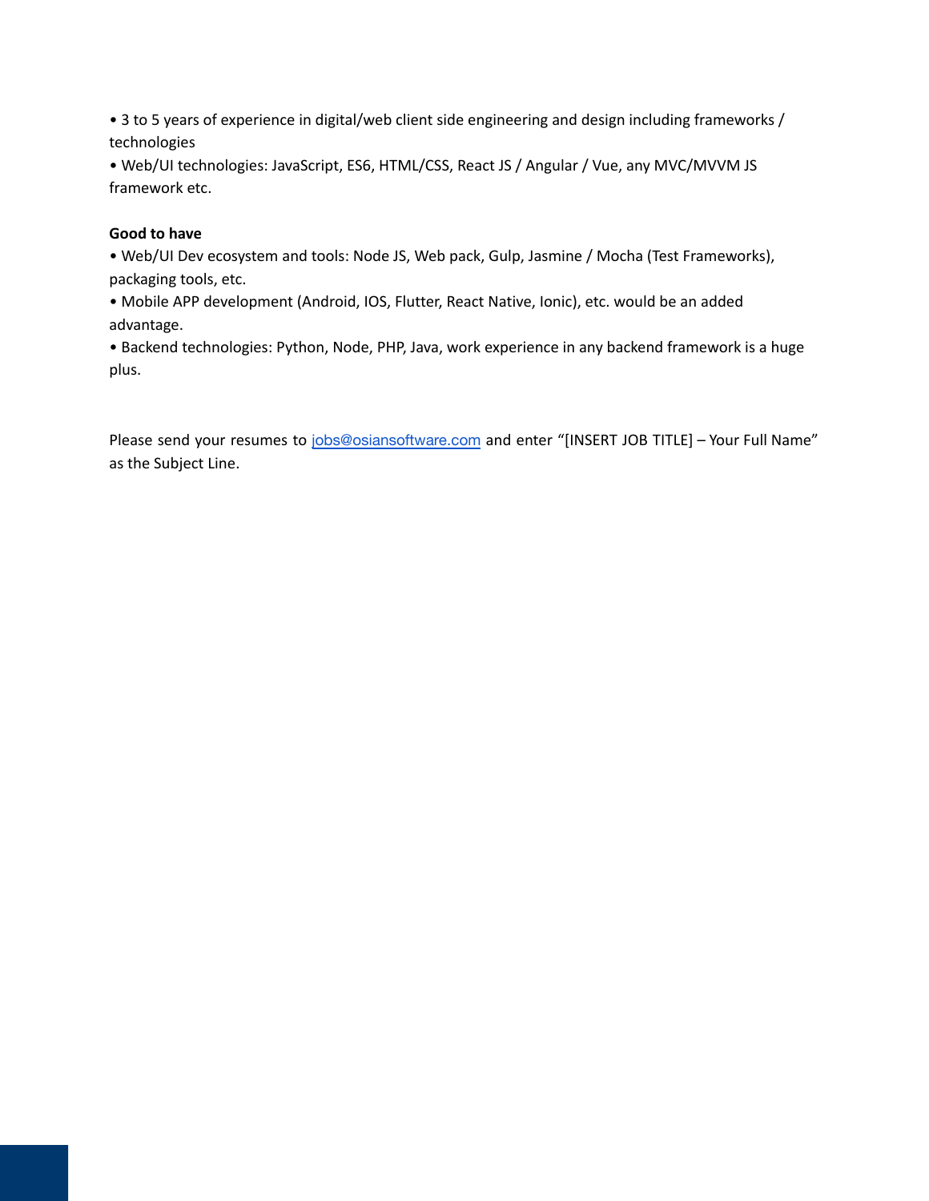- 3 to 5 years of experience in digital/web client side engineering and design including frameworks / technologies
- Web/UI technologies: JavaScript, ES6, HTML/CSS, React JS / Angular / Vue, any MVC/MVVM JS framework etc.

**Good to have**

- Web/UI Dev ecosystem and tools: Node JS, Web pack, Gulp, Jasmine / Mocha (Test Frameworks), packaging tools, etc.
- Mobile APP development (Android, IOS, Flutter, React Native, Ionic), etc. would be an added advantage.
- Backend technologies: Python, Node, PHP, Java, work experience in any backend framework is a huge plus.

Please send your resumes to jobs@osiansoftware.com and enter "[INSERT JOB TITLE] – Your Full Name" as the Subject Line.